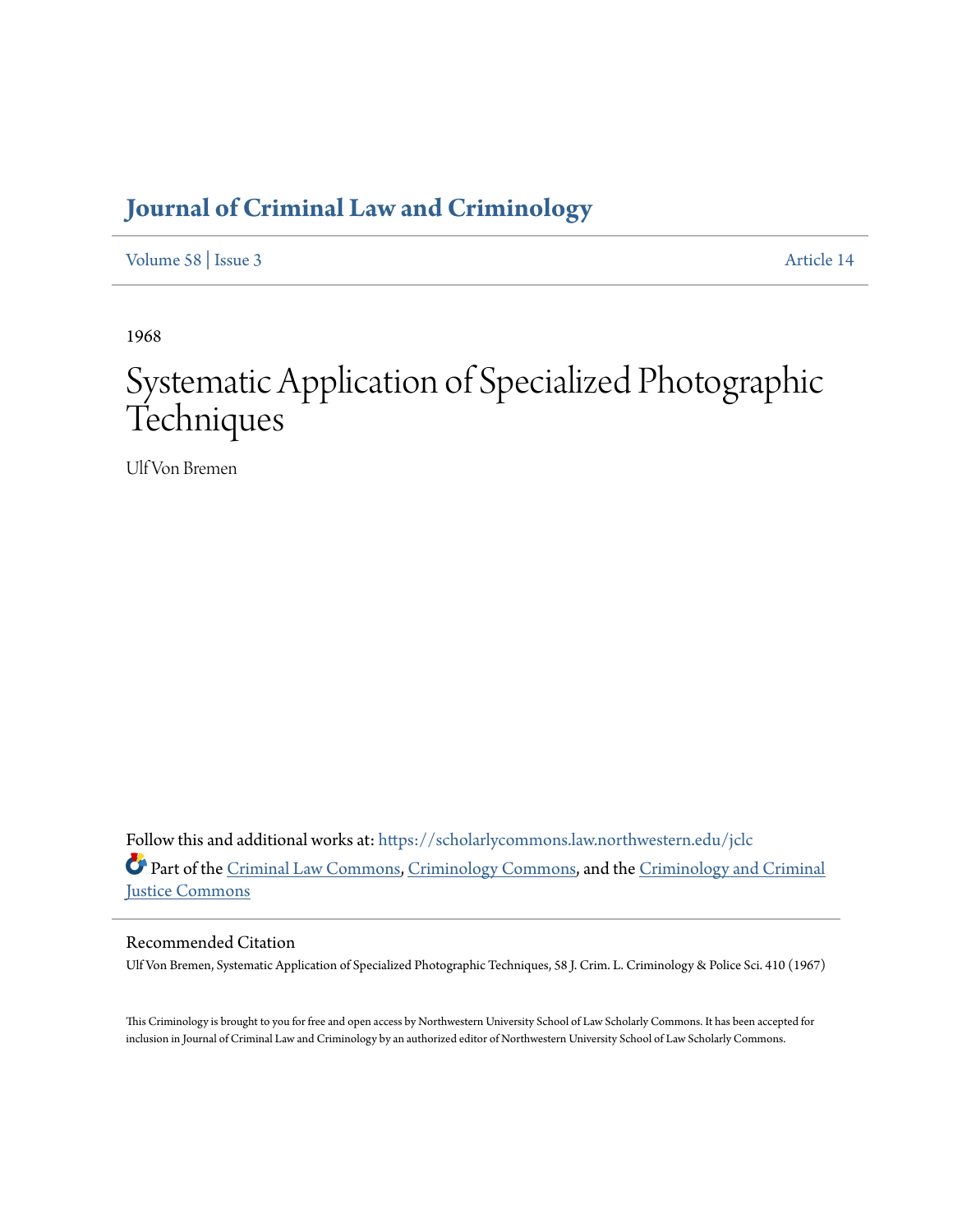# Journal of Criminal Law and Criminology

Volume 58 | Issue 3 Article 14

1968

# Systematic Application of Specialized Photographic Techniques

Ulf Von Bremen

Follow this and additional works at: https://scholarlycommons.law.northwestern.edu/jclc

Part of the Criminal Law Commons, Criminology Commons, and the Criminology and Criminal Justice Commons

## Recommended Citation

Ulf Von Bremen, Systematic Application of Specialized Photographic Techniques, 58 J. Crim. L. Criminology & Police Sci. 410 (1967)

This Criminology is brought to you for free and open access by Northwestern University School of Law Scholarly Commons. It has been accepted for inclusion in Journal of Criminal Law and Criminology by an authorized editor of Northwestern University School of Law Scholarly Commons.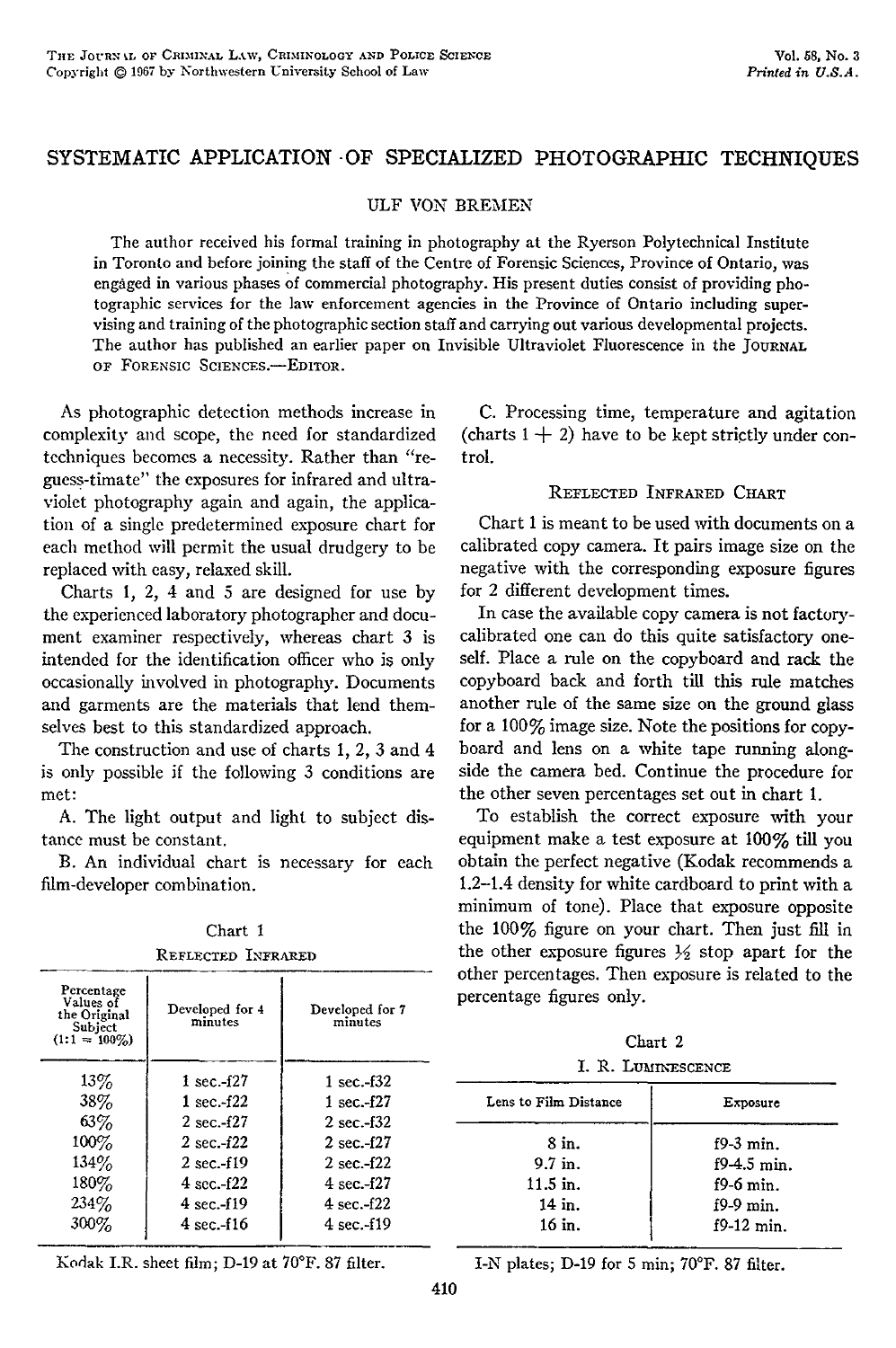# SYSTEMATIC APPLICATION OF SPECIALIZED PHOTOGRAPHIC TECHNIQUES

ULF VON BREMEN

The author received his formal training in photography at the Ryerson Polytechnical Institute in Toronto and before joining the staff of the Centre of Forensic Sciences, Province of Ontario, was engaged in various phases of commercial photography. His present duties consist of providing photographic services for the law enforcement agencies in the Province of Ontario including supervising and training of the photographic section staff and carrying out various developmental projects. The author has published an earlier paper on Invisible Ultraviolet Fluorescence in the JOURNAL OF FORENSIC SCIENCES.—EDITOR.

As photographic detection methods increase in complexity and scope, the need for standardized techniques becomes a necessity. Rather than "re-guess-timate" the exposures for infrared and ultraviolet photography again and again, the application of a single predetermined exposure chart for each method will permit the usual drudgery to be replaced with easy, relaxed skill.

Charts 1, 2, 4 and 5 are designed for use by the experienced laboratory photographer and document examiner respectively, whereas chart 3 is intended for the identification officer who is only occasionally involved in photography. Documents and garments are the materials that lend themselves best to this standardized approach.

The construction and use of charts 1, 2, 3 and 4 is only possible if the following 3 conditions are met:

A. The light output and light to subject distance must be constant.

B. An individual chart is necessary for each film-developer combination.

Chart 1

REFLECTED INFRARED

| Percentage Values of the Original Subject (1:1 = 100%) | Developed for 4 minutes | Developed for 7 minutes |
|---|---|---|
| 13% | 1 sec.-f27 | 1 sec.-f32 |
| 38% | 1 sec.-f22 | 1 sec.-f27 |
| 63% | 2 sec.-f27 | 2 sec.-f32 |
| 100% | 2 sec.-f22 | 2 sec.-f27 |
| 134% | 2 sec.-f19 | 2 sec.-f22 |
| 180% | 4 sec.-f22 | 4 sec.-f27 |
| 234% | 4 sec.-f19 | 4 sec.-f22 |
| 300% | 4 sec.-f16 | 4 sec.-f19 |

Kodak I.R. sheet film; D-19 at 70°F. 87 filter.

C. Processing time, temperature and agitation (charts 1 + 2) have to be kept strictly under control.

## REFLECTED INFRARED CHART

Chart 1 is meant to be used with documents on a calibrated copy camera. It pairs image size on the negative with the corresponding exposure figures for 2 different development times.

In case the available copy camera is not factory-calibrated one can do this quite satisfactory oneself. Place a rule on the copyboard and rack the copyboard back and forth till this rule matches another rule of the same size on the ground glass for a 100% image size. Note the positions for copyboard and lens on a white tape running alongside the camera bed. Continue the procedure for the other seven percentages set out in chart 1.

To establish the correct exposure with your equipment make a test exposure at 100% till you obtain the perfect negative (Kodak recommends a 1.2–1.4 density for white cardboard to print with a minimum of tone). Place that exposure opposite the 100% figure on your chart. Then just fill in the other exposure figures ½ stop apart for the other percentages. Then exposure is related to the percentage figures only.

Chart 2

I. R. LUMINESCENCE

| Lens to Film Distance | Exposure |
|---|---|
| 8 in. | f9-3 min. |
| 9.7 in. | f9-4.5 min. |
| 11.5 in. | f9-6 min. |
| 14 in. | f9-9 min. |
| 16 in. | f9-12 min. |

I-N plates; D-19 for 5 min; 70°F. 87 filter.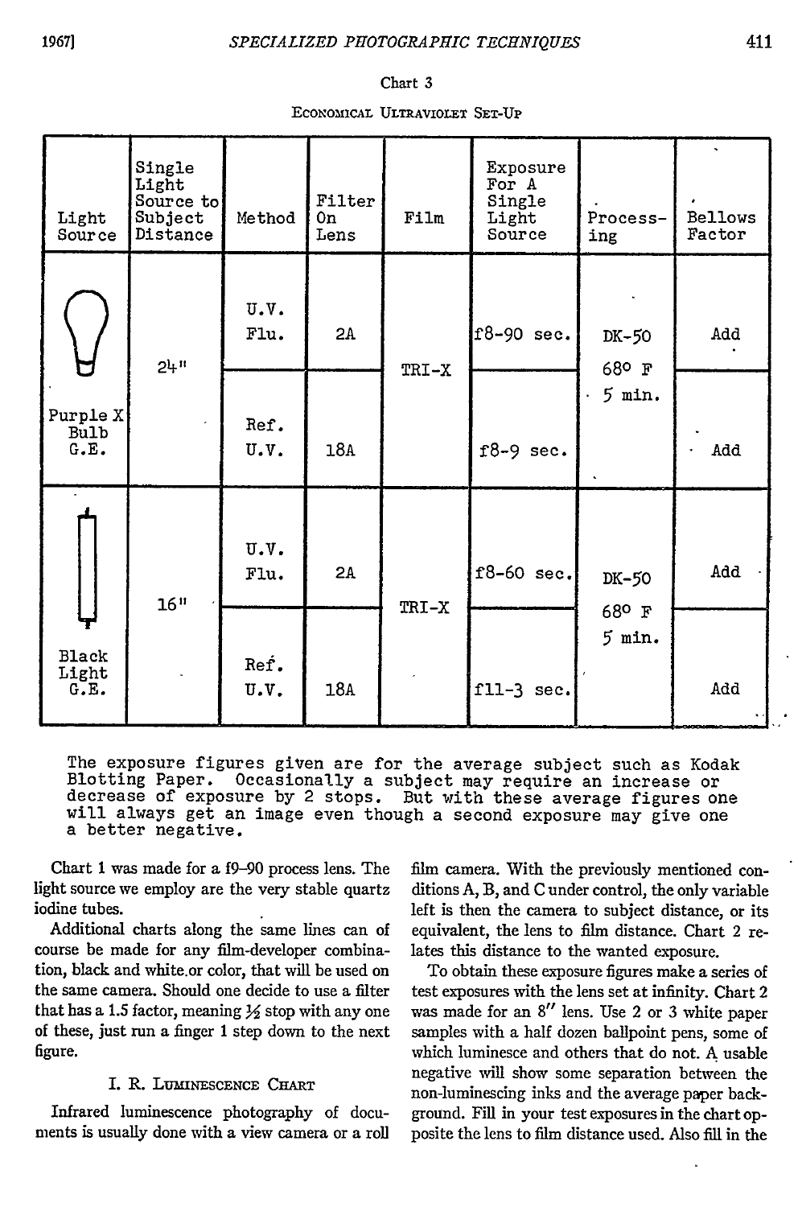Chart 3

Economical Ultraviolet Set-Up

| Light Source | Single Light Source to Subject Distance | Method | Filter On Lens | Film | Exposure For A Single Light Source | Processing | Bellows Factor |
|---|---|---|---|---|---|---|---|
| Purple X Bulb G.E. | 24" | U.V. Flu. | 2A | TRI-X | f8-90 sec. | DK-50 68° F 5 min. | Add |
| | | Ref. U.V. | 18A | | f8-9 sec. | | Add |
| Black Light G.E. | 16" | U.V. Flu. | 2A | TRI-X | f8-60 sec. | DK-50 68° F 5 min. | Add |
| | | Ref. U.V. | 18A | | f11-3 sec. | | Add |

The exposure figures given are for the average subject such as Kodak Blotting Paper. Occasionally a subject may require an increase or decrease of exposure by 2 stops. But with these average figures one will always get an image even though a second exposure may give one a better negative.

Chart 1 was made for a f9–90 process lens. The light source we employ are the very stable quartz iodine tubes.

Additional charts along the same lines can of course be made for any film-developer combination, black and white or color, that will be used on the same camera. Should one decide to use a filter that has a 1.5 factor, meaning ½ stop with any one of these, just run a finger 1 step down to the next figure.

### I. R. Luminescence Chart

Infrared luminescence photography of documents is usually done with a view camera or a roll film camera. With the previously mentioned conditions A, B, and C under control, the only variable left is then the camera to subject distance, or its equivalent, the lens to film distance. Chart 2 relates this distance to the wanted exposure.

To obtain these exposure figures make a series of test exposures with the lens set at infinity. Chart 2 was made for an 8" lens. Use 2 or 3 white paper samples with a half dozen ballpoint pens, some of which luminesce and others that do not. A usable negative will show some separation between the non-luminescing inks and the average paper background. Fill in your test exposures in the chart opposite the lens to film distance used. Also fill in the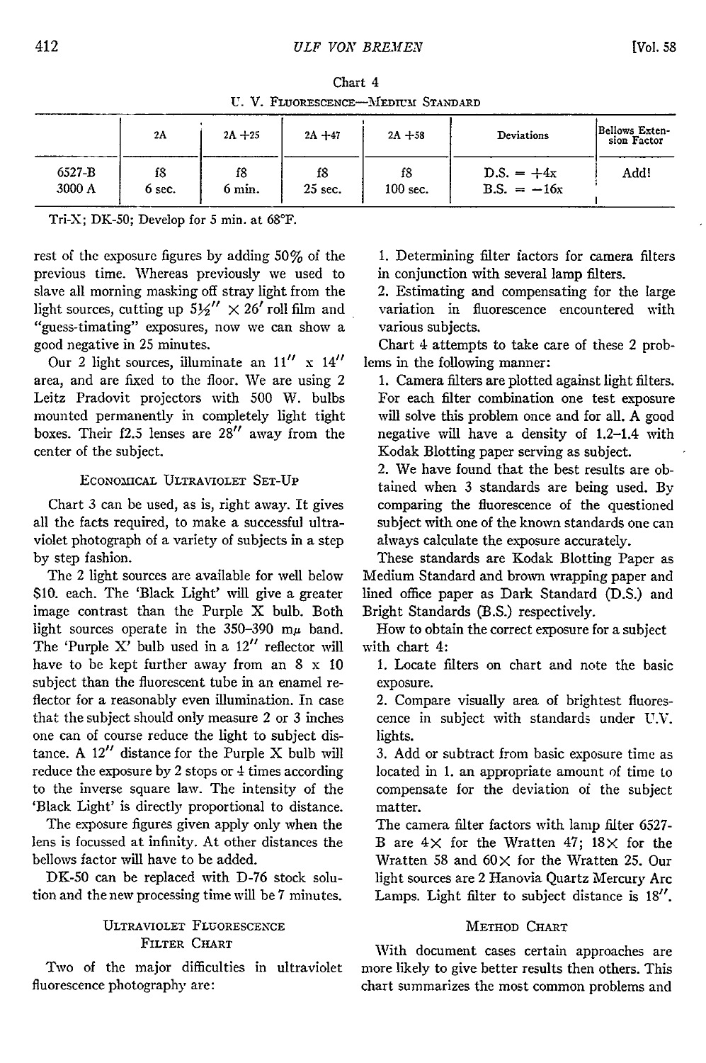Chart 4

U. V. Fluorescence—Medium Standard

| | 2A | 2A +25 | 2A +47 | 2A +58 | Deviations | Bellows Extension Factor |
|---|---|---|---|---|---|---|
| 6527-B<br>3000 A | f8<br>6 sec. | f8<br>6 min. | f8<br>25 sec. | f8<br>100 sec. | D.S. = +4x<br>B.S. = −16x | Add! |

Tri-X; DK-50; Develop for 5 min. at 68°F.

rest of the exposure figures by adding 50% of the previous time. Whereas previously we used to slave all morning masking off stray light from the light sources, cutting up 5½″ × 26′ roll film and "guess-timating" exposures, now we can show a good negative in 25 minutes.

Our 2 light sources, illuminate an 11″ x 14″ area, and are fixed to the floor. We are using 2 Leitz Pradovit projectors with 500 W. bulbs mounted permanently in completely light tight boxes. Their f2.5 lenses are 28″ away from the center of the subject.

### Economical Ultraviolet Set-Up

Chart 3 can be used, as is, right away. It gives all the facts required, to make a successful ultraviolet photograph of a variety of subjects in a step by step fashion.

The 2 light sources are available for well below $10. each. The 'Black Light' will give a greater image contrast than the Purple X bulb. Both light sources operate in the 350–390 m$\mu$ band. The 'Purple X' bulb used in a 12″ reflector will have to be kept further away from an 8 x 10 subject than the fluorescent tube in an enamel reflector for a reasonably even illumination. In case that the subject should only measure 2 or 3 inches one can of course reduce the light to subject distance. A 12″ distance for the Purple X bulb will reduce the exposure by 2 stops or 4 times according to the inverse square law. The intensity of the 'Black Light' is directly proportional to distance.

The exposure figures given apply only when the lens is focussed at infinity. At other distances the bellows factor will have to be added.

DK-50 can be replaced with D-76 stock solution and the new processing time will be 7 minutes.

### Ultraviolet Fluorescence Filter Chart

Two of the major difficulties in ultraviolet fluorescence photography are:

1. Determining filter factors for camera filters in conjunction with several lamp filters.
2. Estimating and compensating for the large variation in fluorescence encountered with various subjects.

Chart 4 attempts to take care of these 2 problems in the following manner:

1. Camera filters are plotted against light filters. For each filter combination one test exposure will solve this problem once and for all. A good negative will have a density of 1.2–1.4 with Kodak Blotting paper serving as subject.
2. We have found that the best results are obtained when 3 standards are being used. By comparing the fluorescence of the questioned subject with one of the known standards one can always calculate the exposure accurately.

These standards are Kodak Blotting Paper as Medium Standard and brown wrapping paper and lined office paper as Dark Standard (D.S.) and Bright Standards (B.S.) respectively.

How to obtain the correct exposure for a subject with chart 4:

1. Locate filters on chart and note the basic exposure.
2. Compare visually area of brightest fluorescence in subject with standards under U.V. lights.
3. Add or subtract from basic exposure time as located in 1. an appropriate amount of time to compensate for the deviation of the subject matter.

The camera filter factors with lamp filter 6527-B are 4× for the Wratten 47; 18× for the Wratten 58 and 60× for the Wratten 25. Our light sources are 2 Hanovia Quartz Mercury Arc Lamps. Light filter to subject distance is 18″.

### Method Chart

With document cases certain approaches are more likely to give better results then others. This chart summarizes the most common problems and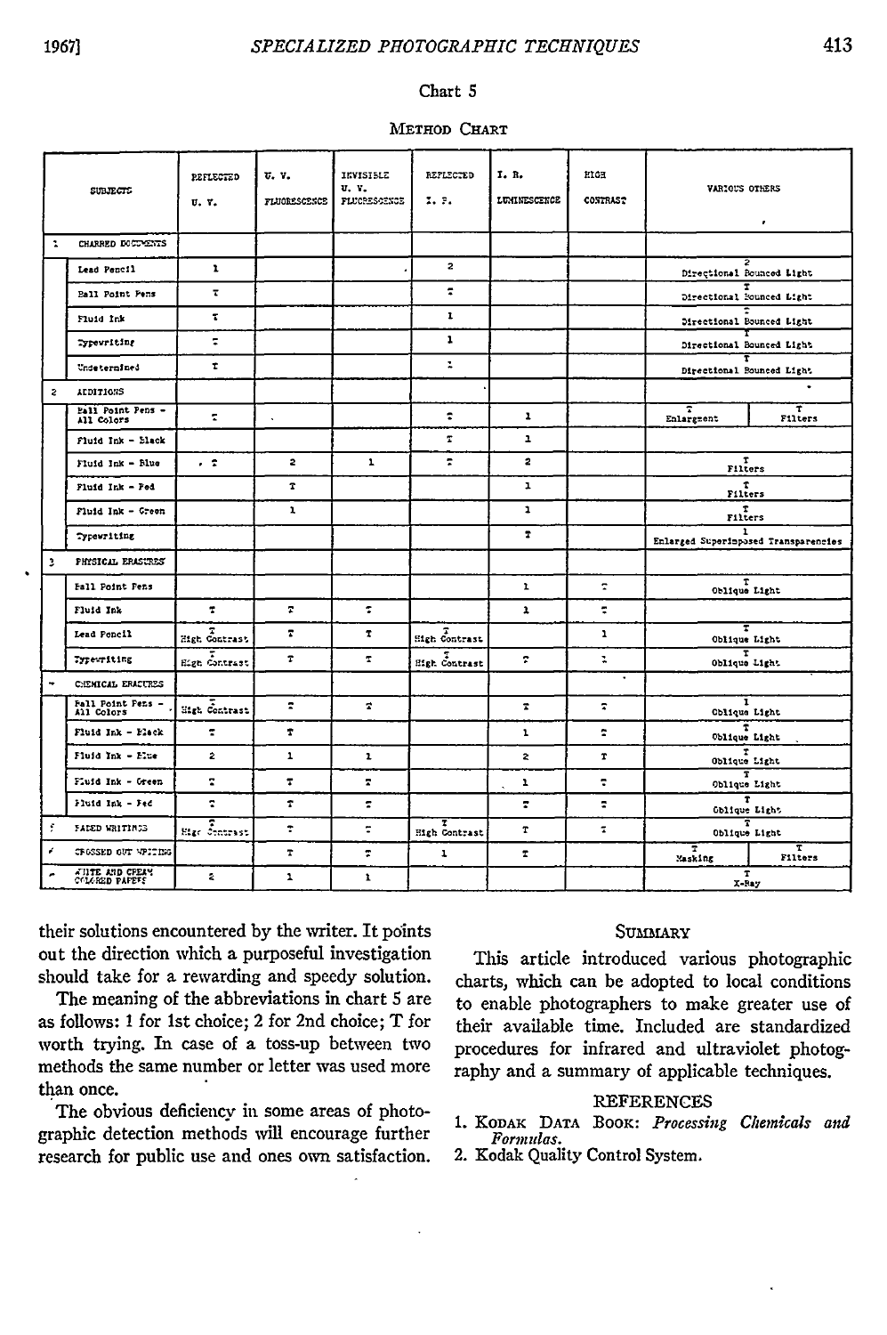Chart 5

METHOD CHART

| SUBJECTS | REFLECTED U. V. | U. V. FLUORESCENCE | INVISIBLE U. V. FLUORESCENCE | REFLECTED I. R. | I. R. LUMINESCENCE | HIGH CONTRAST | VARIOUS OTHERS | |
|---|---|---|---|---|---|---|---|---|
| 1 CHARRED DOCUMENTS | | | | | | | | |
| Lead Pencil | 1 | | | 2 | | | 2 Directional Bounced Light | |
| Ball Point Pens | T | | | T | | | T Directional Bounced Light | |
| Fluid Ink | T | | | 1 | | | T Directional Bounced Light | |
| Typewriting | T | | | 1 | | | T Directional Bounced Light | |
| Undetermined | T | | | T | | | T Directional Bounced Light | |
| 2 ADDITIONS | | | | | | | | |
| Ball Point Pens - All Colors | T | | | T | 1 | | T Enlargement | T Filters |
| Fluid Ink - Black | | | | T | 1 | | | |
| Fluid Ink - Blue | T | 2 | 1 | T | 2 | | T Filters | |
| Fluid Ink - Red | | T | | | 1 | | T Filters | |
| Fluid Ink - Green | | 1 | | | 1 | | T Filters | |
| Typewriting | | | | | T | | 1 Enlarged Superimposed Transparencies | |
| 3 PHYSICAL ERASURES | | | | | | | | |
| Ball Point Pens | | | | | 1 | T | T Oblique Light | |
| Fluid Ink | T | T | T | | 1 | T | | |
| Lead Pencil | T High Contrast | T | T | T High Contrast | | 1 | T Oblique Light | |
| Typewriting | T High Contrast | T | T | T High Contrast | T | T | T Oblique Light | |
| 4 CHEMICAL ERASURES | | | | | | | | |
| Ball Point Pens - All Colors | T High Contrast | T | T | | T | T | 1 Oblique Light | |
| Fluid Ink - Black | T | T | | | 1 | T | T Oblique Light | |
| Fluid Ink - Blue | 2 | 1 | 1 | | 2 | T | T Oblique Light | |
| Fluid Ink - Green | T | T | T | | 1 | T | T Oblique Light | |
| Fluid Ink - Red | T | T | T | | T | T | T Oblique Light | |
| 5 FADED WRITINGS | T High Contrast | T | T | T High Contrast | T | T | T Oblique Light | |
| 6 CROSSED OUT WRITING | | T | T | 1 | T | | T Masking | T Filters |
| 7 WHITE AND CREAM COLORED PAPERS | 2 | 1 | 1 | | | | T X-Ray | |

their solutions encountered by the writer. It points out the direction which a purposeful investigation should take for a rewarding and speedy solution.

The meaning of the abbreviations in chart 5 are as follows: 1 for 1st choice; 2 for 2nd choice; T for worth trying. In case of a toss-up between two methods the same number or letter was used more than once.

The obvious deficiency in some areas of photographic detection methods will encourage further research for public use and ones own satisfaction.

## SUMMARY

This article introduced various photographic charts, which can be adopted to local conditions to enable photographers to make greater use of their available time. Included are standardized procedures for infrared and ultraviolet photography and a summary of applicable techniques.

## REFERENCES

1. KODAK DATA BOOK: *Processing Chemicals and Formulas.*
2. Kodak Quality Control System.